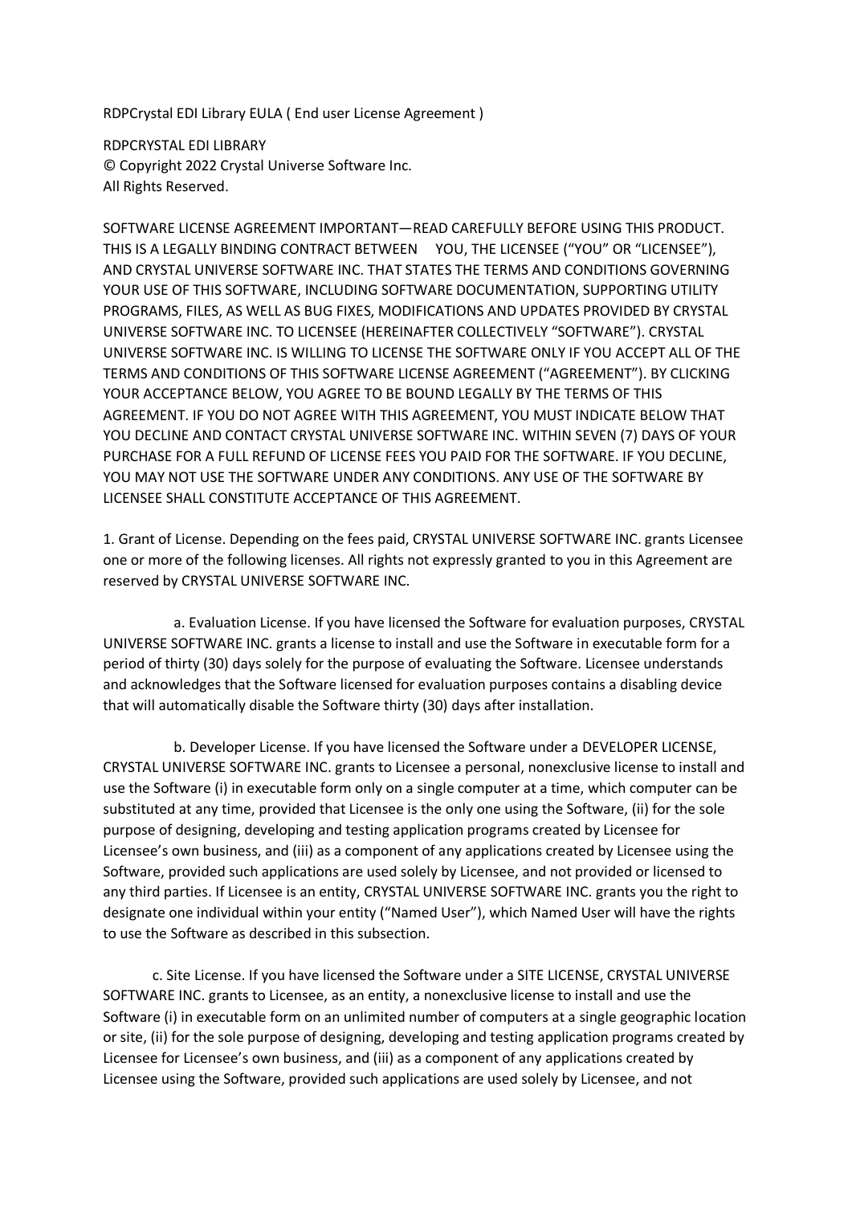RDPCrystal EDI Library EULA ( End user License Agreement )

RDPCRYSTAL EDI LIBRARY
© Copyright 2022 Crystal Universe Software Inc.
All Rights Reserved.

SOFTWARE LICENSE AGREEMENT IMPORTANT—READ CAREFULLY BEFORE USING THIS PRODUCT. THIS IS A LEGALLY BINDING CONTRACT BETWEEN YOU, THE LICENSEE ("YOU" OR "LICENSEE"), AND CRYSTAL UNIVERSE SOFTWARE INC. THAT STATES THE TERMS AND CONDITIONS GOVERNING YOUR USE OF THIS SOFTWARE, INCLUDING SOFTWARE DOCUMENTATION, SUPPORTING UTILITY PROGRAMS, FILES, AS WELL AS BUG FIXES, MODIFICATIONS AND UPDATES PROVIDED BY CRYSTAL UNIVERSE SOFTWARE INC. TO LICENSEE (HEREINAFTER COLLECTIVELY "SOFTWARE"). CRYSTAL UNIVERSE SOFTWARE INC. IS WILLING TO LICENSE THE SOFTWARE ONLY IF YOU ACCEPT ALL OF THE TERMS AND CONDITIONS OF THIS SOFTWARE LICENSE AGREEMENT ("AGREEMENT"). BY CLICKING YOUR ACCEPTANCE BELOW, YOU AGREE TO BE BOUND LEGALLY BY THE TERMS OF THIS AGREEMENT. IF YOU DO NOT AGREE WITH THIS AGREEMENT, YOU MUST INDICATE BELOW THAT YOU DECLINE AND CONTACT CRYSTAL UNIVERSE SOFTWARE INC. WITHIN SEVEN (7) DAYS OF YOUR PURCHASE FOR A FULL REFUND OF LICENSE FEES YOU PAID FOR THE SOFTWARE. IF YOU DECLINE, YOU MAY NOT USE THE SOFTWARE UNDER ANY CONDITIONS. ANY USE OF THE SOFTWARE BY LICENSEE SHALL CONSTITUTE ACCEPTANCE OF THIS AGREEMENT.

1. Grant of License. Depending on the fees paid, CRYSTAL UNIVERSE SOFTWARE INC. grants Licensee one or more of the following licenses. All rights not expressly granted to you in this Agreement are reserved by CRYSTAL UNIVERSE SOFTWARE INC.

a. Evaluation License. If you have licensed the Software for evaluation purposes, CRYSTAL UNIVERSE SOFTWARE INC. grants a license to install and use the Software in executable form for a period of thirty (30) days solely for the purpose of evaluating the Software. Licensee understands and acknowledges that the Software licensed for evaluation purposes contains a disabling device that will automatically disable the Software thirty (30) days after installation.

b. Developer License. If you have licensed the Software under a DEVELOPER LICENSE, CRYSTAL UNIVERSE SOFTWARE INC. grants to Licensee a personal, nonexclusive license to install and use the Software (i) in executable form only on a single computer at a time, which computer can be substituted at any time, provided that Licensee is the only one using the Software, (ii) for the sole purpose of designing, developing and testing application programs created by Licensee for Licensee's own business, and (iii) as a component of any applications created by Licensee using the Software, provided such applications are used solely by Licensee, and not provided or licensed to any third parties. If Licensee is an entity, CRYSTAL UNIVERSE SOFTWARE INC. grants you the right to designate one individual within your entity ("Named User"), which Named User will have the rights to use the Software as described in this subsection.

c. Site License. If you have licensed the Software under a SITE LICENSE, CRYSTAL UNIVERSE SOFTWARE INC. grants to Licensee, as an entity, a nonexclusive license to install and use the Software (i) in executable form on an unlimited number of computers at a single geographic location or site, (ii) for the sole purpose of designing, developing and testing application programs created by Licensee for Licensee's own business, and (iii) as a component of any applications created by Licensee using the Software, provided such applications are used solely by Licensee, and not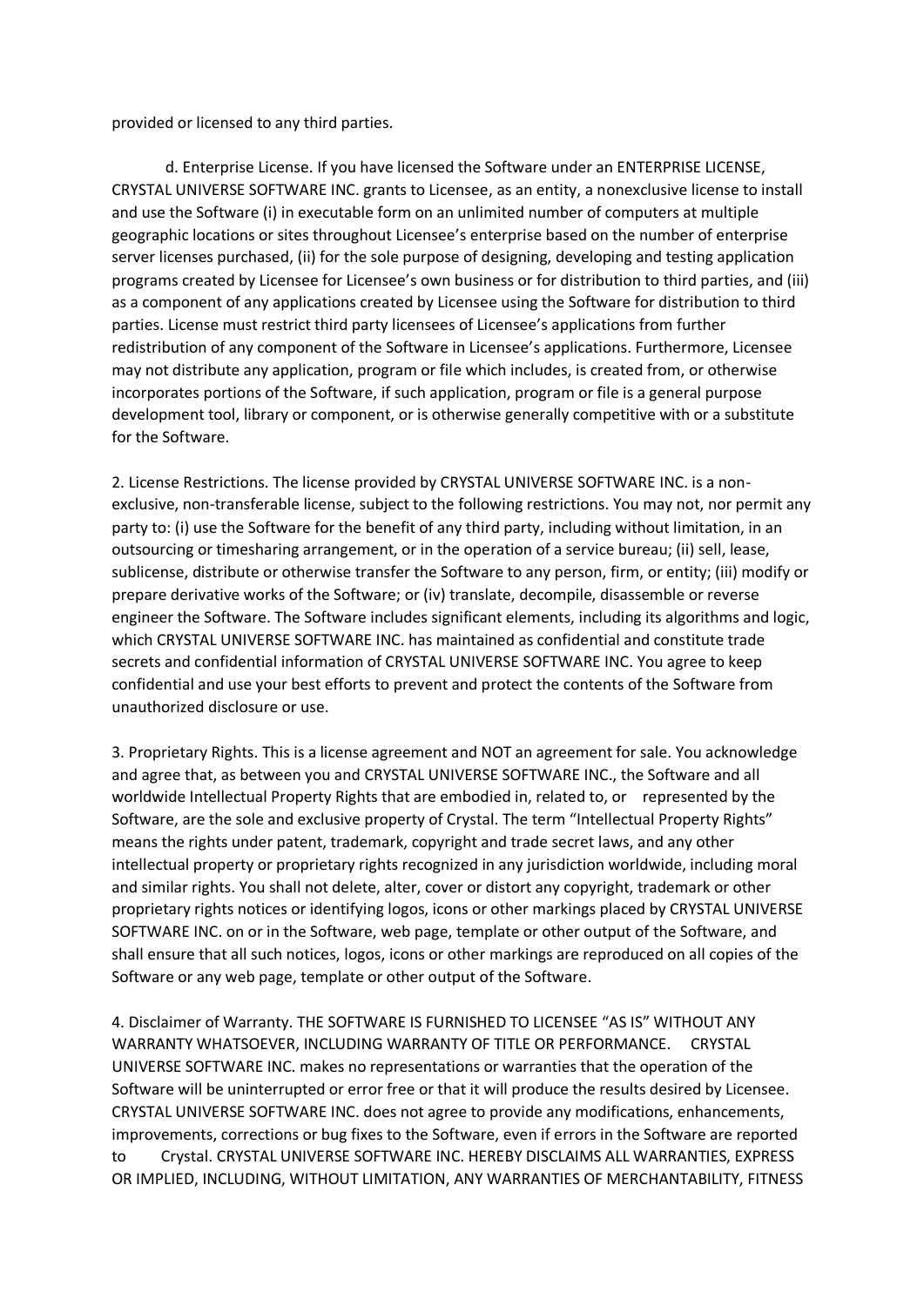provided or licensed to any third parties.

d. Enterprise License. If you have licensed the Software under an ENTERPRISE LICENSE, CRYSTAL UNIVERSE SOFTWARE INC. grants to Licensee, as an entity, a nonexclusive license to install and use the Software (i) in executable form on an unlimited number of computers at multiple geographic locations or sites throughout Licensee's enterprise based on the number of enterprise server licenses purchased, (ii) for the sole purpose of designing, developing and testing application programs created by Licensee for Licensee's own business or for distribution to third parties, and (iii) as a component of any applications created by Licensee using the Software for distribution to third parties. License must restrict third party licensees of Licensee's applications from further redistribution of any component of the Software in Licensee's applications. Furthermore, Licensee may not distribute any application, program or file which includes, is created from, or otherwise incorporates portions of the Software, if such application, program or file is a general purpose development tool, library or component, or is otherwise generally competitive with or a substitute for the Software.

2. License Restrictions. The license provided by CRYSTAL UNIVERSE SOFTWARE INC. is a non-exclusive, non-transferable license, subject to the following restrictions. You may not, nor permit any party to: (i) use the Software for the benefit of any third party, including without limitation, in an outsourcing or timesharing arrangement, or in the operation of a service bureau; (ii) sell, lease, sublicense, distribute or otherwise transfer the Software to any person, firm, or entity; (iii) modify or prepare derivative works of the Software; or (iv) translate, decompile, disassemble or reverse engineer the Software. The Software includes significant elements, including its algorithms and logic, which CRYSTAL UNIVERSE SOFTWARE INC. has maintained as confidential and constitute trade secrets and confidential information of CRYSTAL UNIVERSE SOFTWARE INC. You agree to keep confidential and use your best efforts to prevent and protect the contents of the Software from unauthorized disclosure or use.

3. Proprietary Rights. This is a license agreement and NOT an agreement for sale. You acknowledge and agree that, as between you and CRYSTAL UNIVERSE SOFTWARE INC., the Software and all worldwide Intellectual Property Rights that are embodied in, related to, or represented by the Software, are the sole and exclusive property of Crystal. The term "Intellectual Property Rights" means the rights under patent, trademark, copyright and trade secret laws, and any other intellectual property or proprietary rights recognized in any jurisdiction worldwide, including moral and similar rights. You shall not delete, alter, cover or distort any copyright, trademark or other proprietary rights notices or identifying logos, icons or other markings placed by CRYSTAL UNIVERSE SOFTWARE INC. on or in the Software, web page, template or other output of the Software, and shall ensure that all such notices, logos, icons or other markings are reproduced on all copies of the Software or any web page, template or other output of the Software.

4. Disclaimer of Warranty. THE SOFTWARE IS FURNISHED TO LICENSEE "AS IS" WITHOUT ANY WARRANTY WHATSOEVER, INCLUDING WARRANTY OF TITLE OR PERFORMANCE. CRYSTAL UNIVERSE SOFTWARE INC. makes no representations or warranties that the operation of the Software will be uninterrupted or error free or that it will produce the results desired by Licensee. CRYSTAL UNIVERSE SOFTWARE INC. does not agree to provide any modifications, enhancements, improvements, corrections or bug fixes to the Software, even if errors in the Software are reported to Crystal. CRYSTAL UNIVERSE SOFTWARE INC. HEREBY DISCLAIMS ALL WARRANTIES, EXPRESS OR IMPLIED, INCLUDING, WITHOUT LIMITATION, ANY WARRANTIES OF MERCHANTABILITY, FITNESS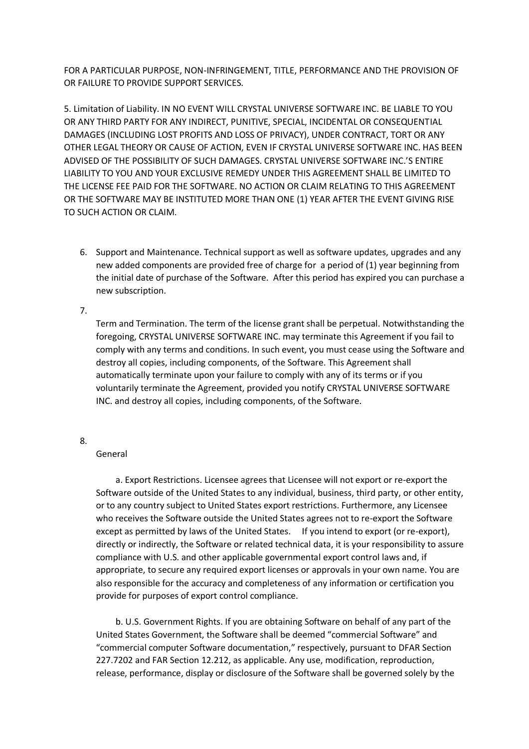FOR A PARTICULAR PURPOSE, NON-INFRINGEMENT, TITLE, PERFORMANCE AND THE PROVISION OF OR FAILURE TO PROVIDE SUPPORT SERVICES.

5. Limitation of Liability. IN NO EVENT WILL CRYSTAL UNIVERSE SOFTWARE INC. BE LIABLE TO YOU OR ANY THIRD PARTY FOR ANY INDIRECT, PUNITIVE, SPECIAL, INCIDENTAL OR CONSEQUENTIAL DAMAGES (INCLUDING LOST PROFITS AND LOSS OF PRIVACY), UNDER CONTRACT, TORT OR ANY OTHER LEGAL THEORY OR CAUSE OF ACTION, EVEN IF CRYSTAL UNIVERSE SOFTWARE INC. HAS BEEN ADVISED OF THE POSSIBILITY OF SUCH DAMAGES. CRYSTAL UNIVERSE SOFTWARE INC.'S ENTIRE LIABILITY TO YOU AND YOUR EXCLUSIVE REMEDY UNDER THIS AGREEMENT SHALL BE LIMITED TO THE LICENSE FEE PAID FOR THE SOFTWARE. NO ACTION OR CLAIM RELATING TO THIS AGREEMENT OR THE SOFTWARE MAY BE INSTITUTED MORE THAN ONE (1) YEAR AFTER THE EVENT GIVING RISE TO SUCH ACTION OR CLAIM.

6. Support and Maintenance. Technical support as well as software updates, upgrades and any new added components are provided free of charge for a period of (1) year beginning from the initial date of purchase of the Software. After this period has expired you can purchase a new subscription.

7. Term and Termination. The term of the license grant shall be perpetual. Notwithstanding the foregoing, CRYSTAL UNIVERSE SOFTWARE INC. may terminate this Agreement if you fail to comply with any terms and conditions. In such event, you must cease using the Software and destroy all copies, including components, of the Software. This Agreement shall automatically terminate upon your failure to comply with any of its terms or if you voluntarily terminate the Agreement, provided you notify CRYSTAL UNIVERSE SOFTWARE INC. and destroy all copies, including components, of the Software.

8. General

a. Export Restrictions. Licensee agrees that Licensee will not export or re-export the Software outside of the United States to any individual, business, third party, or other entity, or to any country subject to United States export restrictions. Furthermore, any Licensee who receives the Software outside the United States agrees not to re-export the Software except as permitted by laws of the United States. If you intend to export (or re-export), directly or indirectly, the Software or related technical data, it is your responsibility to assure compliance with U.S. and other applicable governmental export control laws and, if appropriate, to secure any required export licenses or approvals in your own name. You are also responsible for the accuracy and completeness of any information or certification you provide for purposes of export control compliance.

b. U.S. Government Rights. If you are obtaining Software on behalf of any part of the United States Government, the Software shall be deemed "commercial Software" and "commercial computer Software documentation," respectively, pursuant to DFAR Section 227.7202 and FAR Section 12.212, as applicable. Any use, modification, reproduction, release, performance, display or disclosure of the Software shall be governed solely by the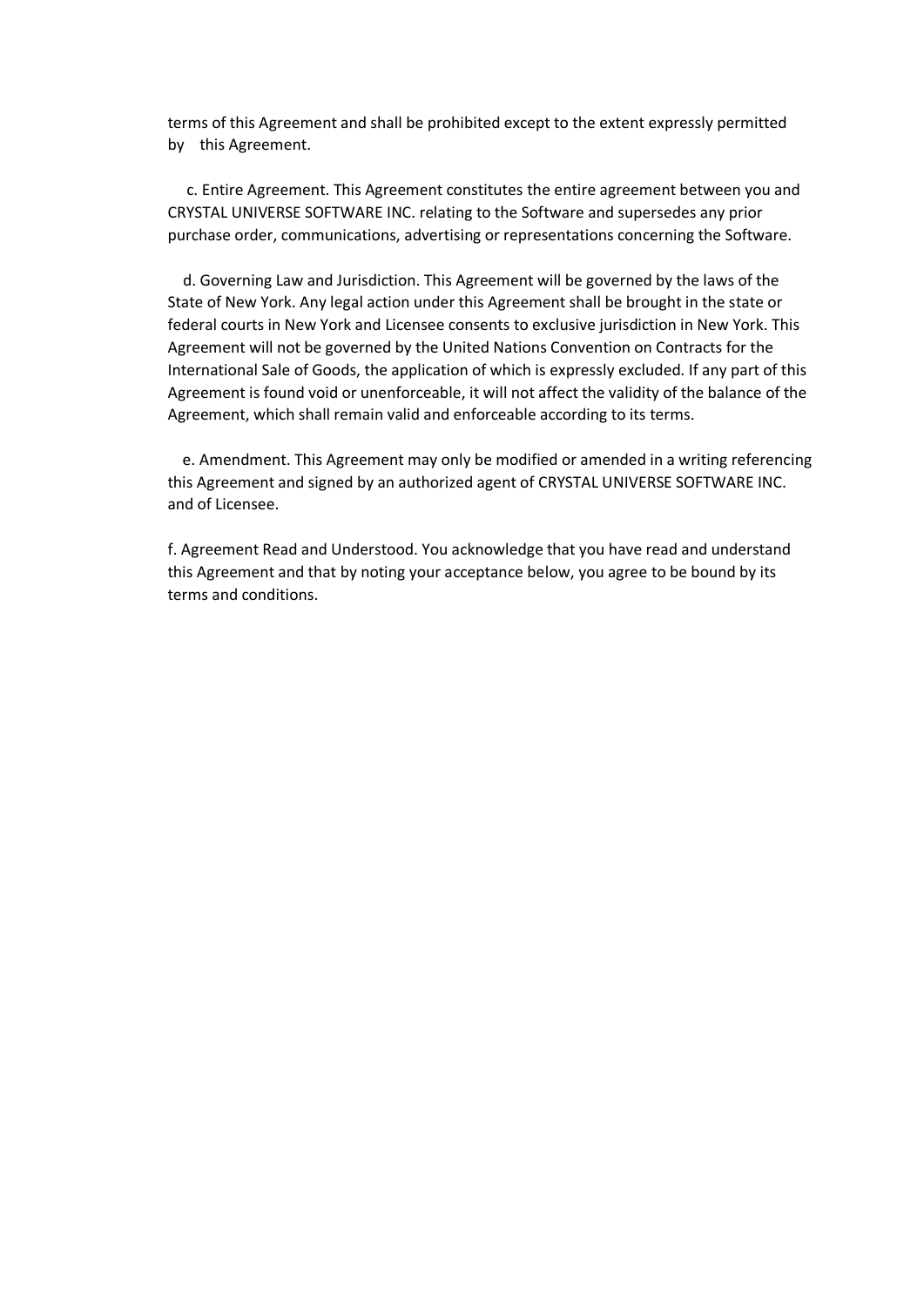terms of this Agreement and shall be prohibited except to the extent expressly permitted by this Agreement.

c. Entire Agreement. This Agreement constitutes the entire agreement between you and CRYSTAL UNIVERSE SOFTWARE INC. relating to the Software and supersedes any prior purchase order, communications, advertising or representations concerning the Software.

d. Governing Law and Jurisdiction. This Agreement will be governed by the laws of the State of New York. Any legal action under this Agreement shall be brought in the state or federal courts in New York and Licensee consents to exclusive jurisdiction in New York. This Agreement will not be governed by the United Nations Convention on Contracts for the International Sale of Goods, the application of which is expressly excluded. If any part of this Agreement is found void or unenforceable, it will not affect the validity of the balance of the Agreement, which shall remain valid and enforceable according to its terms.

e. Amendment. This Agreement may only be modified or amended in a writing referencing this Agreement and signed by an authorized agent of CRYSTAL UNIVERSE SOFTWARE INC. and of Licensee.

f. Agreement Read and Understood. You acknowledge that you have read and understand this Agreement and that by noting your acceptance below, you agree to be bound by its terms and conditions.